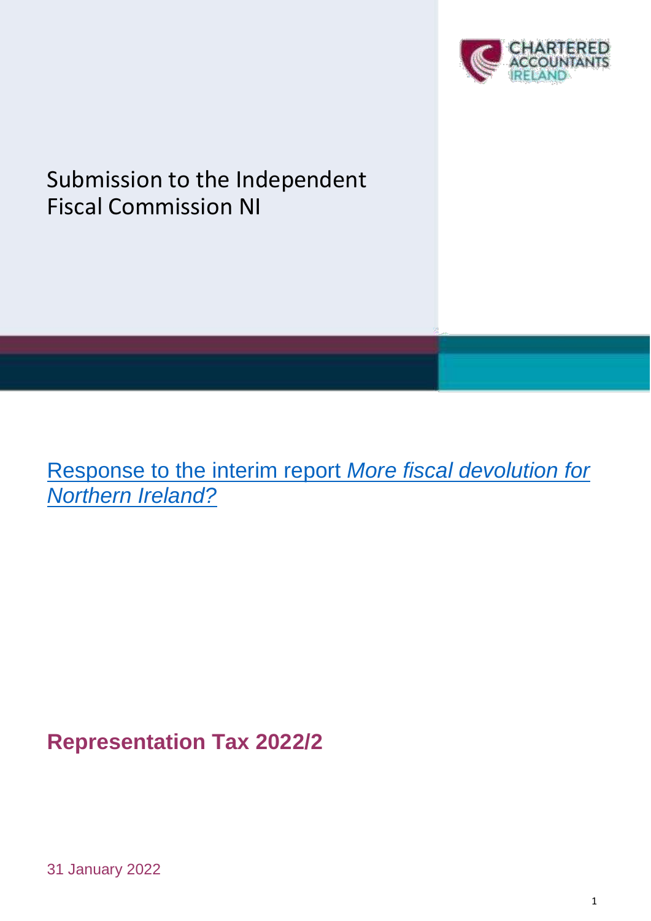# Submission to the Independent Fiscal Commission NI

## Response to the interim report *More fiscal devolution for Northern Ireland?*

**Representation Tax 2022/2**

31 January 2022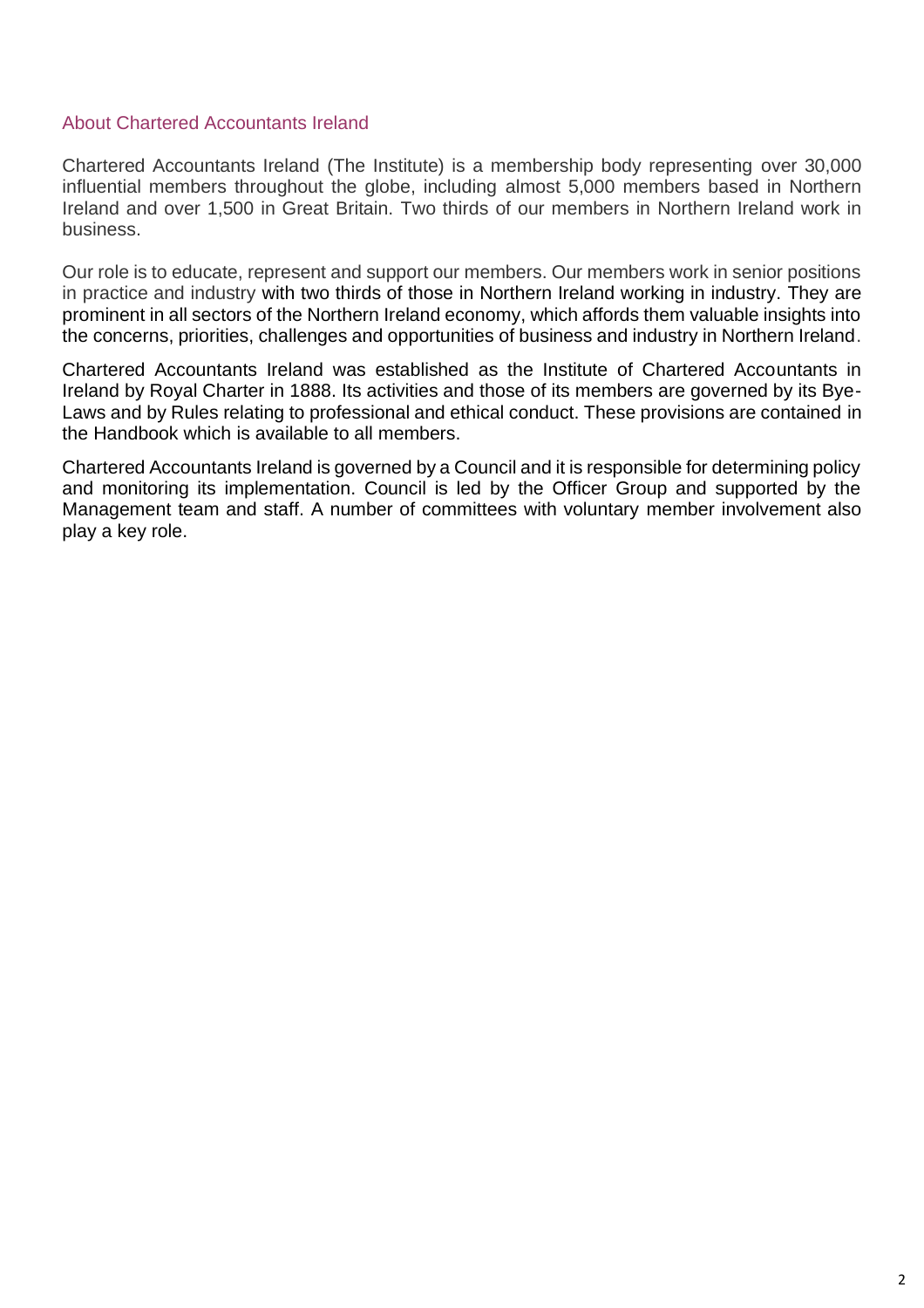## About Chartered Accountants Ireland

Chartered Accountants Ireland (The Institute) is a membership body representing over 30,000 influential members throughout the globe, including almost 5,000 members based in Northern Ireland and over 1,500 in Great Britain. Two thirds of our members in Northern Ireland work in business.

Our role is to educate, represent and support our members. Our members work in senior positions in practice and industry with two thirds of those in Northern Ireland working in industry. They are prominent in all sectors of the Northern Ireland economy, which affords them valuable insights into the concerns, priorities, challenges and opportunities of business and industry in Northern Ireland.

Chartered Accountants Ireland was established as the Institute of Chartered Accountants in Ireland by Royal Charter in 1888. Its activities and those of its members are governed by its Bye-Laws and by Rules relating to professional and ethical conduct. These provisions are contained in the Handbook which is available to all members.

Chartered Accountants Ireland is governed by a Council and it is responsible for determining policy and monitoring its implementation. Council is led by the Officer Group and supported by the Management team and staff. A number of committees with voluntary member involvement also play a key role.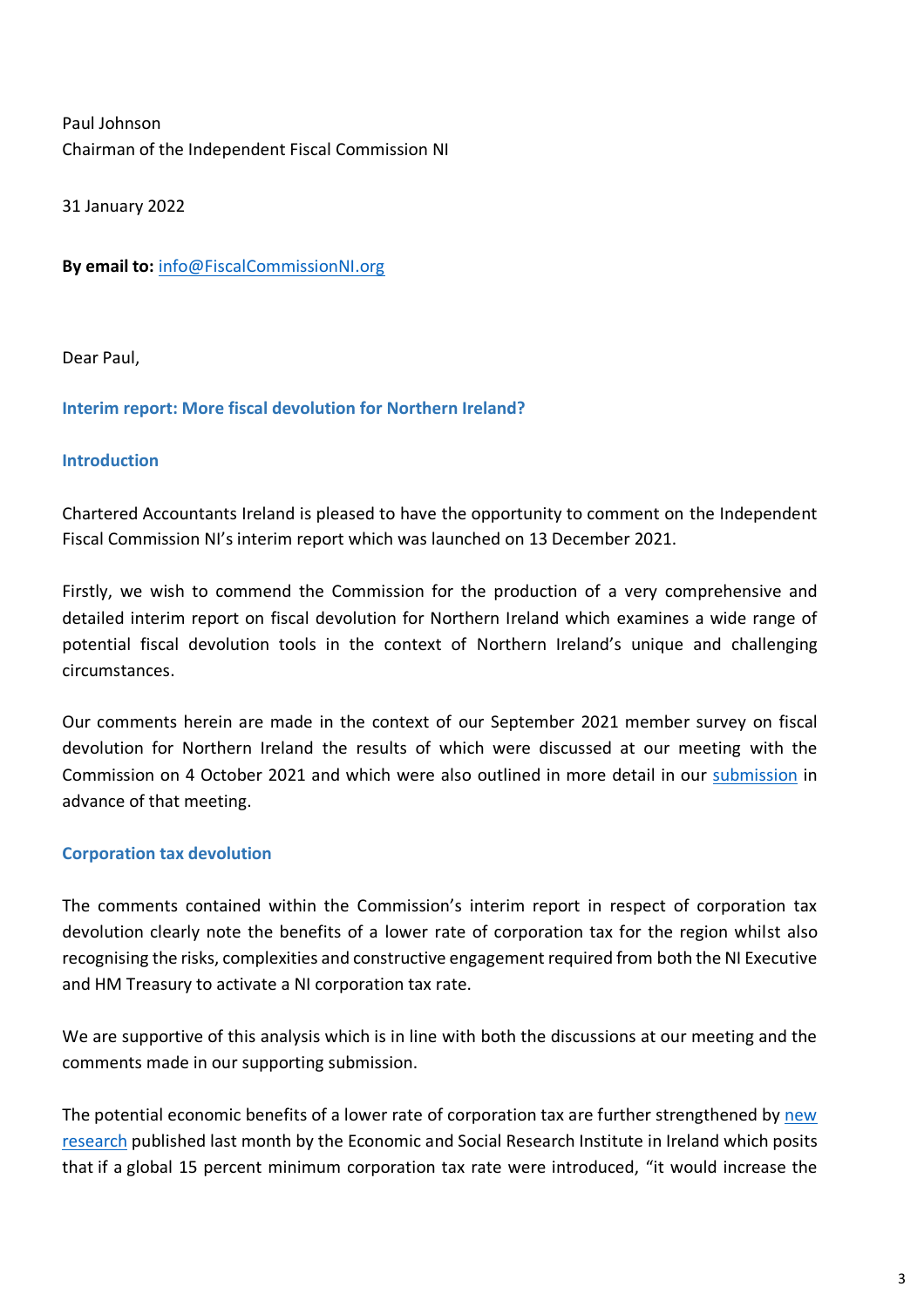Paul Johnson
Chairman of the Independent Fiscal Commission NI

31 January 2022

**By email to:** info@FiscalCommissionNI.org

Dear Paul,

## Interim report: More fiscal devolution for Northern Ireland?

### Introduction

Chartered Accountants Ireland is pleased to have the opportunity to comment on the Independent Fiscal Commission NI's interim report which was launched on 13 December 2021.

Firstly, we wish to commend the Commission for the production of a very comprehensive and detailed interim report on fiscal devolution for Northern Ireland which examines a wide range of potential fiscal devolution tools in the context of Northern Ireland's unique and challenging circumstances.

Our comments herein are made in the context of our September 2021 member survey on fiscal devolution for Northern Ireland the results of which were discussed at our meeting with the Commission on 4 October 2021 and which were also outlined in more detail in our submission in advance of that meeting.

### Corporation tax devolution

The comments contained within the Commission's interim report in respect of corporation tax devolution clearly note the benefits of a lower rate of corporation tax for the region whilst also recognising the risks, complexities and constructive engagement required from both the NI Executive and HM Treasury to activate a NI corporation tax rate.

We are supportive of this analysis which is in line with both the discussions at our meeting and the comments made in our supporting submission.

The potential economic benefits of a lower rate of corporation tax are further strengthened by new research published last month by the Economic and Social Research Institute in Ireland which posits that if a global 15 percent minimum corporation tax rate were introduced, "it would increase the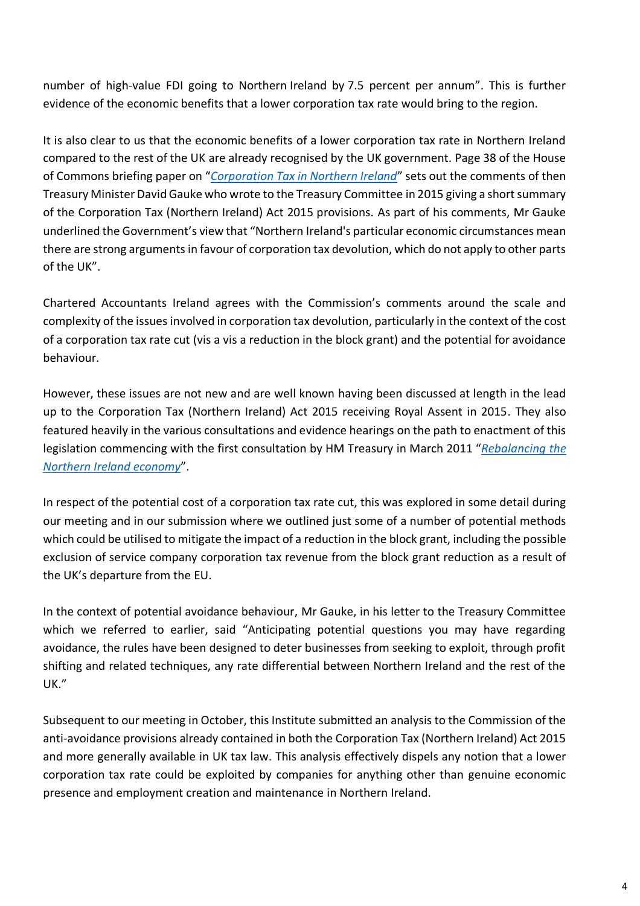number of high-value FDI going to Northern Ireland by 7.5 percent per annum". This is further evidence of the economic benefits that a lower corporation tax rate would bring to the region.

It is also clear to us that the economic benefits of a lower corporation tax rate in Northern Ireland compared to the rest of the UK are already recognised by the UK government. Page 38 of the House of Commons briefing paper on "*Corporation Tax in Northern Ireland*" sets out the comments of then Treasury Minister David Gauke who wrote to the Treasury Committee in 2015 giving a short summary of the Corporation Tax (Northern Ireland) Act 2015 provisions. As part of his comments, Mr Gauke underlined the Government's view that "Northern Ireland's particular economic circumstances mean there are strong arguments in favour of corporation tax devolution, which do not apply to other parts of the UK".

Chartered Accountants Ireland agrees with the Commission's comments around the scale and complexity of the issues involved in corporation tax devolution, particularly in the context of the cost of a corporation tax rate cut (vis a vis a reduction in the block grant) and the potential for avoidance behaviour.

However, these issues are not new and are well known having been discussed at length in the lead up to the Corporation Tax (Northern Ireland) Act 2015 receiving Royal Assent in 2015. They also featured heavily in the various consultations and evidence hearings on the path to enactment of this legislation commencing with the first consultation by HM Treasury in March 2011 "*Rebalancing the Northern Ireland economy*".

In respect of the potential cost of a corporation tax rate cut, this was explored in some detail during our meeting and in our submission where we outlined just some of a number of potential methods which could be utilised to mitigate the impact of a reduction in the block grant, including the possible exclusion of service company corporation tax revenue from the block grant reduction as a result of the UK's departure from the EU.

In the context of potential avoidance behaviour, Mr Gauke, in his letter to the Treasury Committee which we referred to earlier, said "Anticipating potential questions you may have regarding avoidance, the rules have been designed to deter businesses from seeking to exploit, through profit shifting and related techniques, any rate differential between Northern Ireland and the rest of the UK."

Subsequent to our meeting in October, this Institute submitted an analysis to the Commission of the anti-avoidance provisions already contained in both the Corporation Tax (Northern Ireland) Act 2015 and more generally available in UK tax law. This analysis effectively dispels any notion that a lower corporation tax rate could be exploited by companies for anything other than genuine economic presence and employment creation and maintenance in Northern Ireland.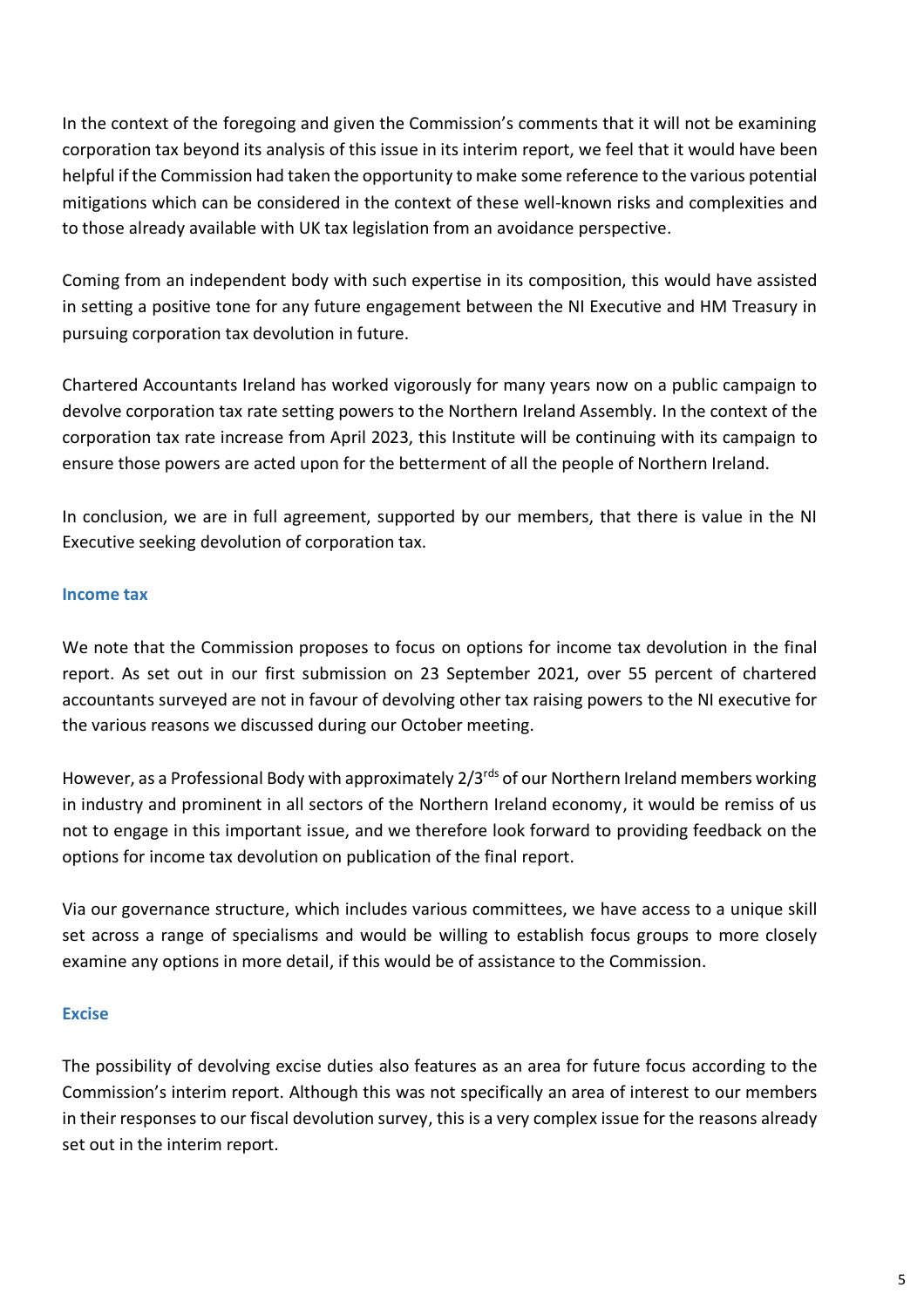In the context of the foregoing and given the Commission's comments that it will not be examining corporation tax beyond its analysis of this issue in its interim report, we feel that it would have been helpful if the Commission had taken the opportunity to make some reference to the various potential mitigations which can be considered in the context of these well-known risks and complexities and to those already available with UK tax legislation from an avoidance perspective.

Coming from an independent body with such expertise in its composition, this would have assisted in setting a positive tone for any future engagement between the NI Executive and HM Treasury in pursuing corporation tax devolution in future.

Chartered Accountants Ireland has worked vigorously for many years now on a public campaign to devolve corporation tax rate setting powers to the Northern Ireland Assembly. In the context of the corporation tax rate increase from April 2023, this Institute will be continuing with its campaign to ensure those powers are acted upon for the betterment of all the people of Northern Ireland.

In conclusion, we are in full agreement, supported by our members, that there is value in the NI Executive seeking devolution of corporation tax.

### Income tax

We note that the Commission proposes to focus on options for income tax devolution in the final report. As set out in our first submission on 23 September 2021, over 55 percent of chartered accountants surveyed are not in favour of devolving other tax raising powers to the NI executive for the various reasons we discussed during our October meeting.

However, as a Professional Body with approximately 2/3rds of our Northern Ireland members working in industry and prominent in all sectors of the Northern Ireland economy, it would be remiss of us not to engage in this important issue, and we therefore look forward to providing feedback on the options for income tax devolution on publication of the final report.

Via our governance structure, which includes various committees, we have access to a unique skill set across a range of specialisms and would be willing to establish focus groups to more closely examine any options in more detail, if this would be of assistance to the Commission.

### Excise

The possibility of devolving excise duties also features as an area for future focus according to the Commission's interim report. Although this was not specifically an area of interest to our members in their responses to our fiscal devolution survey, this is a very complex issue for the reasons already set out in the interim report.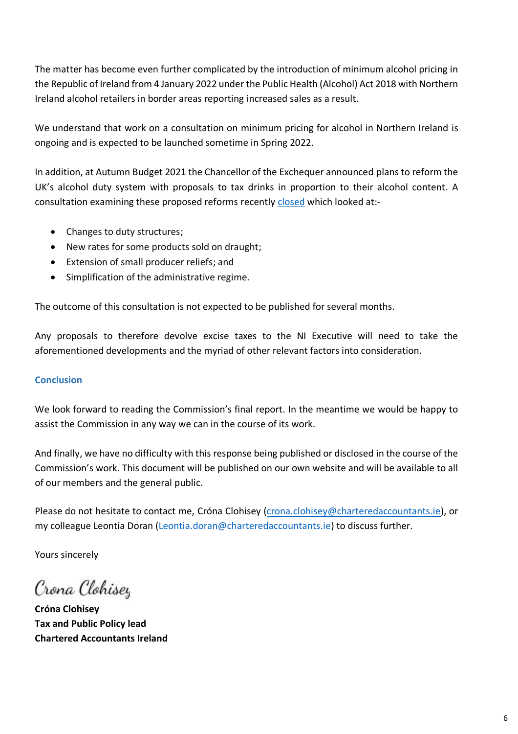The matter has become even further complicated by the introduction of minimum alcohol pricing in the Republic of Ireland from 4 January 2022 under the Public Health (Alcohol) Act 2018 with Northern Ireland alcohol retailers in border areas reporting increased sales as a result.

We understand that work on a consultation on minimum pricing for alcohol in Northern Ireland is ongoing and is expected to be launched sometime in Spring 2022.

In addition, at Autumn Budget 2021 the Chancellor of the Exchequer announced plans to reform the UK's alcohol duty system with proposals to tax drinks in proportion to their alcohol content. A consultation examining these proposed reforms recently closed which looked at:-

- Changes to duty structures;
- New rates for some products sold on draught;
- Extension of small producer reliefs; and
- Simplification of the administrative regime.

The outcome of this consultation is not expected to be published for several months.

Any proposals to therefore devolve excise taxes to the NI Executive will need to take the aforementioned developments and the myriad of other relevant factors into consideration.

## Conclusion

We look forward to reading the Commission's final report. In the meantime we would be happy to assist the Commission in any way we can in the course of its work.

And finally, we have no difficulty with this response being published or disclosed in the course of the Commission's work. This document will be published on our own website and will be available to all of our members and the general public.

Please do not hesitate to contact me, Cróna Clohisey (crona.clohisey@charteredaccountants.ie), or my colleague Leontia Doran (Leontia.doran@charteredaccountants.ie) to discuss further.

Yours sincerely

Crona Clohisey

**Cróna Clohisey**
**Tax and Public Policy lead**
**Chartered Accountants Ireland**